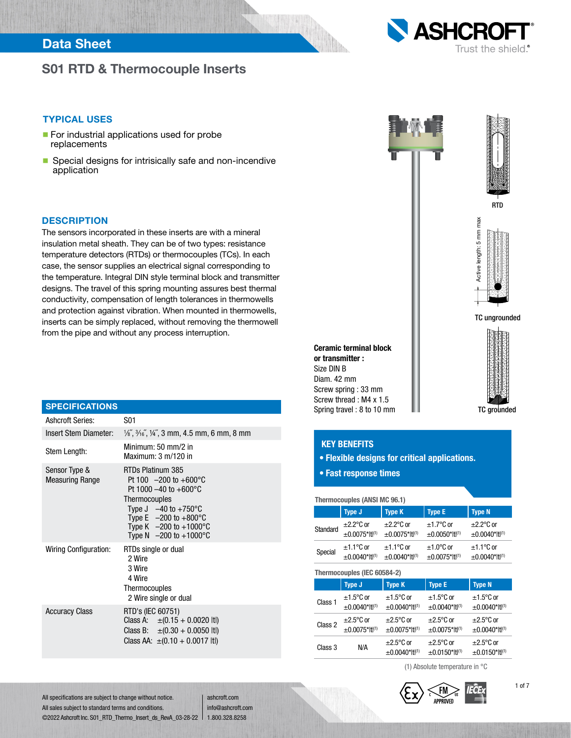# S01 RTD & Thermocouple Inserts

## TYPICAL USES

- For industrial applications used for probe replacements
- Special designs for intrisically safe and non-incendive application

## DESCRIPTION

The sensors incorporated in these inserts are with a mineral insulation metal sheath. They can be of two types: resistance temperature detectors (RTDs) or thermocouples (TCs). In each case, the sensor supplies an electrical signal corresponding to the temperature. Integral DIN style terminal block and transmitter designs. The travel of this spring mounting assures best thermal conductivity, compensation of length tolerances in thermowells and protection against vibration. When mounted in thermowells, inserts can be simply replaced, without removing the thermowell from the pipe and without any process interruption.

**Ceramic terminal block or transmitter :**
Size DIN B
Diam. 42 mm
Screw spring : 33 mm
Screw thread : M4 x 1.5
Spring travel : 8 to 10 mm

RTD

Active length: 5 mm max

TC ungrounded

TC grounded

## SPECIFICATIONS

| | |
|---|---|
| Ashcroft Series: | S01 |
| Insert Stem Diameter: | ⅛˝, 3⁄16˝, ¼˝, 3 mm, 4.5 mm, 6 mm, 8 mm |
| Stem Length: | Minimum: 50 mm/2 in<br>Maximum: 3 m/120 in |
| Sensor Type & Measuring Range | RTDs Platinum 385<br>Pt 100 –200 to +600°C<br>Pt 1000 –40 to +600°C<br>Thermocouples<br>Type J –40 to +750°C<br>Type E –200 to +800°C<br>Type K –200 to +1000°C<br>Type N –200 to +1000°C |
| Wiring Configuration: | RTDs single or dual<br>2 Wire<br>3 Wire<br>4 Wire<br>Thermocouples<br>2 Wire single or dual |
| Accuracy Class | RTD's (IEC 60751)<br>Class A: ±(0.15 + 0.0020 \|t\|)<br>Class B: ±(0.30 + 0.0050 \|t\|)<br>Class AA: ±(0.10 + 0.0017 \|t\|) |

## KEY BENEFITS

- **Flexible designs for critical applications.**
- **Fast response times**

**Thermocouples (ANSI MC 96.1)**

| | Type J | Type K | Type E | Type N |
|---|---|---|---|---|
| Standard | ±2.2°C or ±0.0075*\|t\|(1) | ±2.2°C or ±0.0075*\|t\|(1) | ±1.7°C or ±0.0050*\|t\|(1) | ±2.2°C or ±0.0040*\|t\|(1) |
| Special | ±1.1°C or ±0.0040*\|t\|(1) | ±1.1°C or ±0.0040*\|t\|(1) | ±1.0°C or ±0.0075*\|t\|(1) | ±1.1°C or ±0.0040*\|t\|(1) |

**Thermocouples (IEC 60584-2)**

| | Type J | Type K | Type E | Type N |
|---|---|---|---|---|
| Class 1 | ±1.5°C or ±0.0040*\|t\|(1) | ±1.5°C or ±0.0040*\|t\|(1) | ±1.5°C or ±0.0040*\|t\|(1) | ±1.5°C or ±0.0040*\|t\|(1) |
| Class 2 | ±2.5°C or ±0.0075*\|t\|(1) | ±2.5°C or ±0.0075*\|t\|(1) | ±2.5°C or ±0.0075*\|t\|(1) | ±2.5°C or ±0.0040*\|t\|(1) |
| Class 3 | N/A | ±2.5°C or ±0.0040*\|t\|(1) | ±2.5°C or ±0.0150*\|t\|(1) | ±2.5°C or ±0.0150*\|t\|(1) |

(1) Absolute temperature in °C

All specifications are subject to change without notice.
All sales subject to standard terms and conditions.
©2022 Ashcroft Inc. S01_RTD_Thermo_Insert_ds_RevA_03-28-22

ashcroft.com
info@ashcroft.com
1.800.328.8258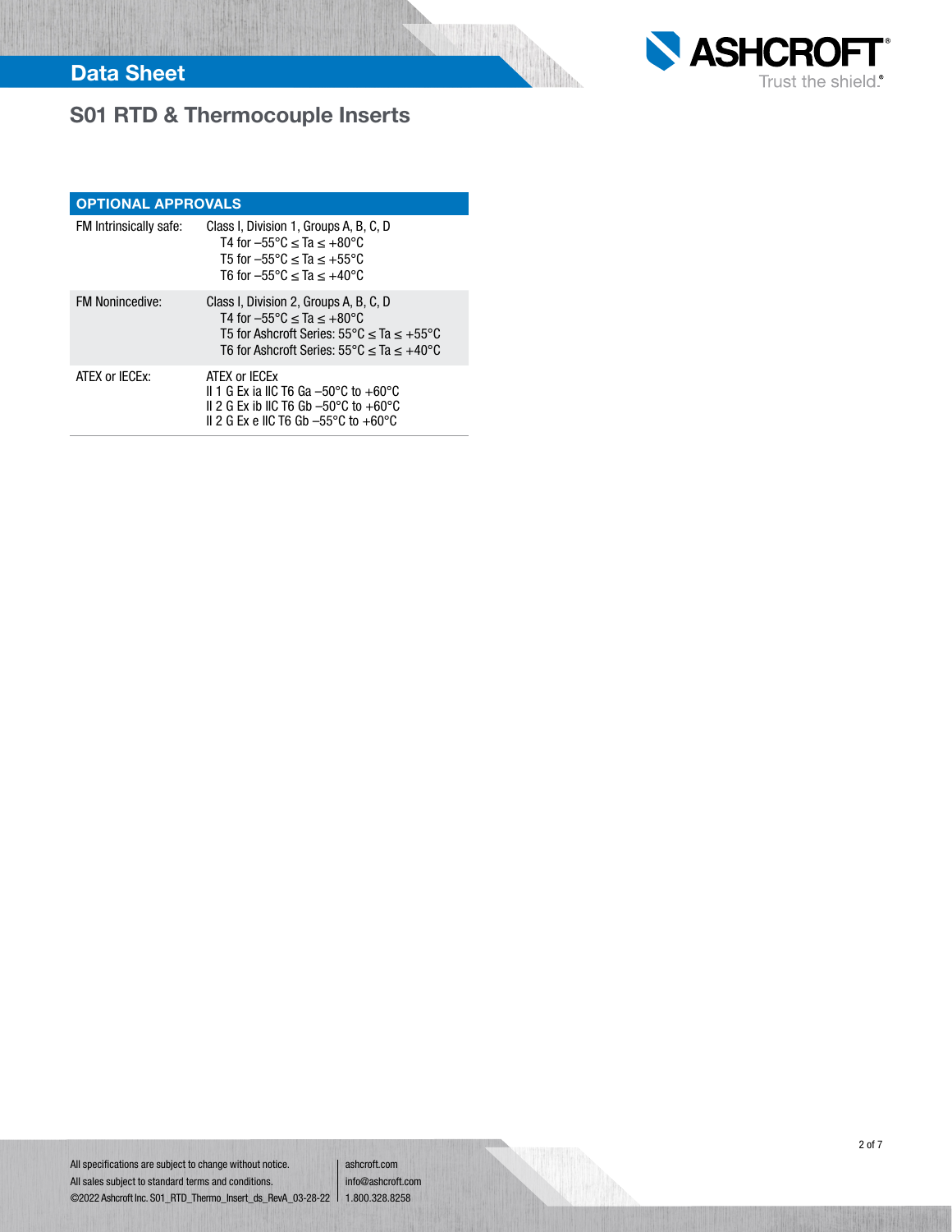# S01 RTD & Thermocouple Inserts

| OPTIONAL APPROVALS | |
|---|---|
| FM Intrinsically safe: | Class I, Division 1, Groups A, B, C, D<br>T4 for –55°C ≤ Ta ≤ +80°C<br>T5 for –55°C ≤ Ta ≤ +55°C<br>T6 for –55°C ≤ Ta ≤ +40°C |
| FM Nonincedive: | Class I, Division 2, Groups A, B, C, D<br>T4 for –55°C ≤ Ta ≤ +80°C<br>T5 for Ashcroft Series: 55°C ≤ Ta ≤ +55°C<br>T6 for Ashcroft Series: 55°C ≤ Ta ≤ +40°C |
| ATEX or IECEx: | ATEX or IECEx<br>II 1 G Ex ia IIC T6 Ga –50°C to +60°C<br>II 2 G Ex ib IIC T6 Gb –50°C to +60°C<br>II 2 G Ex e IIC T6 Gb –55°C to +60°C |

All specifications are subject to change without notice.
All sales subject to standard terms and conditions.
©2022 Ashcroft Inc. S01_RTD_Thermo_Insert_ds_RevA_03-28-22

ashcroft.com
info@ashcroft.com
1.800.328.8258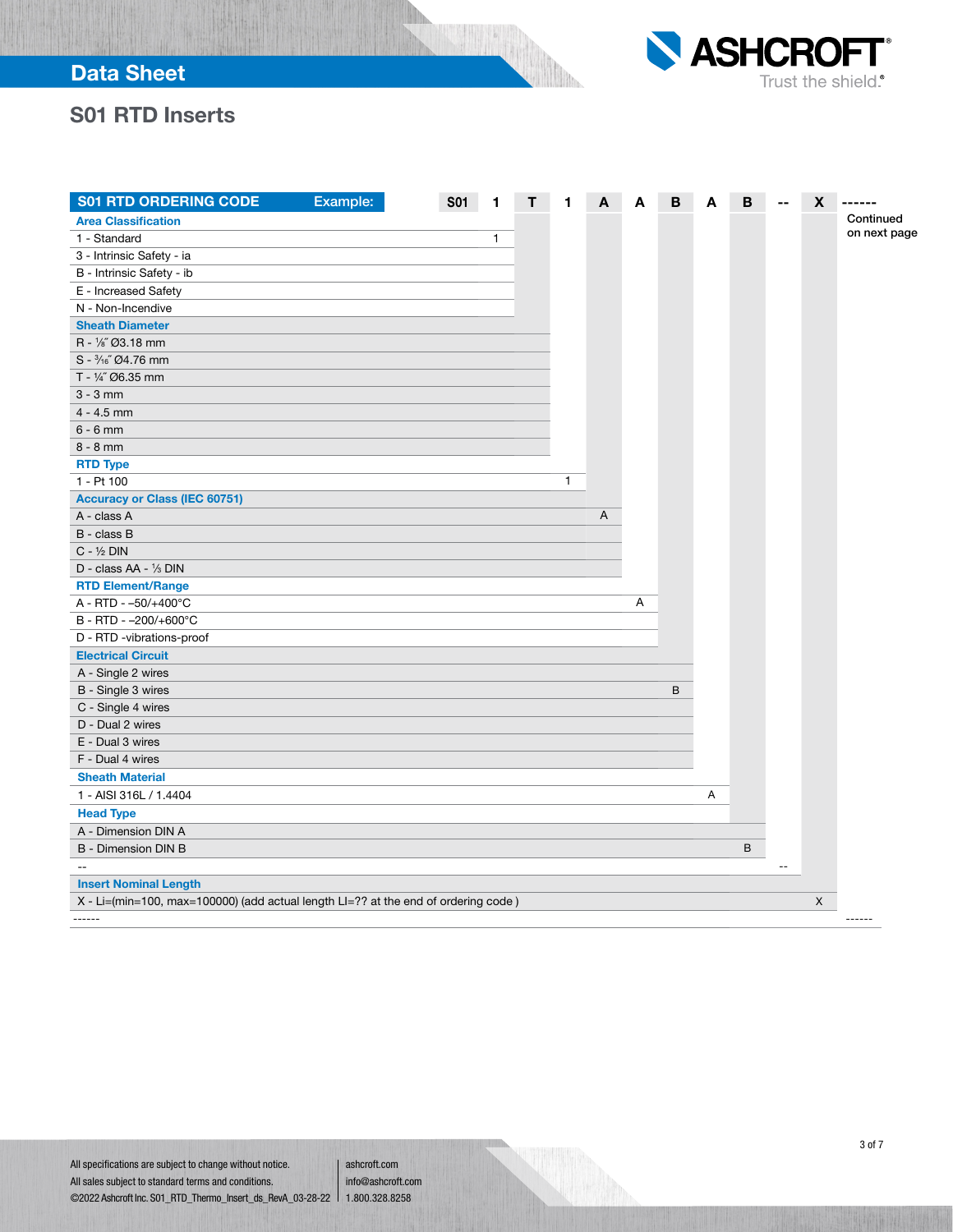## S01 RTD Inserts

| S01 RTD ORDERING CODE Example: | S01 | 1 | T | 1 | A | A | B | A | B | -- | X | ------ |
|---|---|---|---|---|---|---|---|---|---|---|---|---|
| **Area Classification** | | | | | | | | | | | | Continued on next page |
| 1 - Standard | | 1 | | | | | | | | | | |
| 3 - Intrinsic Safety - ia | | | | | | | | | | | | |
| B - Intrinsic Safety - ib | | | | | | | | | | | | |
| E - Increased Safety | | | | | | | | | | | | |
| N - Non-Incendive | | | | | | | | | | | | |
| **Sheath Diameter** | | | | | | | | | | | | |
| R - ⅛″ Ø3.18 mm | | | | | | | | | | | | |
| S - ³⁄₁₆″ Ø4.76 mm | | | | | | | | | | | | |
| T - ¼″ Ø6.35 mm | | | | | | | | | | | | |
| 3 - 3 mm | | | | | | | | | | | | |
| 4 - 4.5 mm | | | | | | | | | | | | |
| 6 - 6 mm | | | | | | | | | | | | |
| 8 - 8 mm | | | | | | | | | | | | |
| **RTD Type** | | | | | | | | | | | | |
| 1 - Pt 100 | | | | 1 | | | | | | | | |
| **Accuracy or Class (IEC 60751)** | | | | | | | | | | | | |
| A - class A | | | | | A | | | | | | | |
| B - class B | | | | | | | | | | | | |
| C - ½ DIN | | | | | | | | | | | | |
| D - class AA - ⅓ DIN | | | | | | | | | | | | |
| **RTD Element/Range** | | | | | | | | | | | | |
| A - RTD - –50/+400°C | | | | | | A | | | | | | |
| B - RTD - –200/+600°C | | | | | | | | | | | | |
| D - RTD -vibrations-proof | | | | | | | | | | | | |
| **Electrical Circuit** | | | | | | | | | | | | |
| A - Single 2 wires | | | | | | | | | | | | |
| B - Single 3 wires | | | | | | | B | | | | | |
| C - Single 4 wires | | | | | | | | | | | | |
| D - Dual 2 wires | | | | | | | | | | | | |
| E - Dual 3 wires | | | | | | | | | | | | |
| F - Dual 4 wires | | | | | | | | | | | | |
| **Sheath Material** | | | | | | | | | | | | |
| 1 - AISI 316L / 1.4404 | | | | | | | | A | | | | |
| **Head Type** | | | | | | | | | | | | |
| A - Dimension DIN A | | | | | | | | | | | | |
| B - Dimension DIN B | | | | | | | | | B | | | |
| -- | | | | | | | | | | -- | | |
| **Insert Nominal Length** | | | | | | | | | | | | |
| X - Li=(min=100, max=100000) (add actual length LI=?? at the end of ordering code ) | | | | | | | | | | | X | |
| ------ | | | | | | | | | | | | ------ |

All specifications are subject to change without notice.
All sales subject to standard terms and conditions.
©2022 Ashcroft Inc. S01_RTD_Thermo_Insert_ds_RevA_03-28-22

ashcroft.com
info@ashcroft.com
1.800.328.8258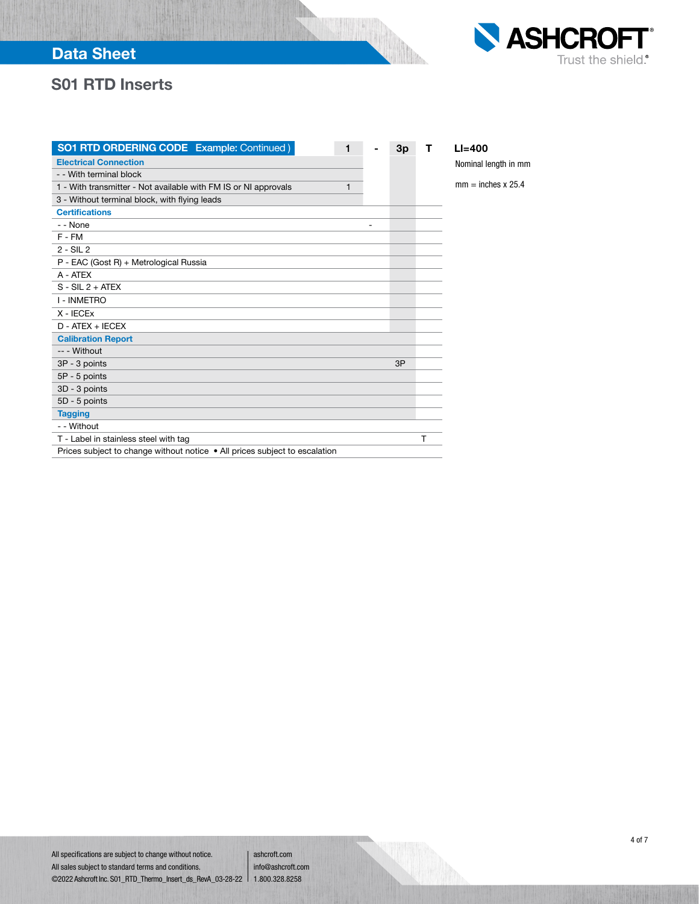# S01 RTD Inserts

| SO1 RTD ORDERING CODE Example: Continued ) | 1 | - | 3p | T |
|---|---|---|---|---|
| **Electrical Connection** | | | | |
| - - With terminal block | | | | |
| 1 - With transmitter - Not available with FM IS or NI approvals | 1 | | | |
| 3 - Without terminal block, with flying leads | | | | |
| **Certifications** | | | | |
| - - None | | - | | |
| F - FM | | | | |
| 2 - SIL 2 | | | | |
| P - EAC (Gost R) + Metrological Russia | | | | |
| A - ATEX | | | | |
| S - SIL 2 + ATEX | | | | |
| I - INMETRO | | | | |
| X - IECEx | | | | |
| D - ATEX + IECEX | | | | |
| **Calibration Report** | | | | |
| -- - Without | | | | |
| 3P - 3 points | | | 3P | |
| 5P - 5 points | | | | |
| 3D - 3 points | | | | |
| 5D - 5 points | | | | |
| **Tagging** | | | | |
| - - Without | | | | |
| T - Label in stainless steel with tag | | | | T |
| Prices subject to change without notice • All prices subject to escalation | | | | |

**LI=400**

Nominal length in mm

mm = inches x 25.4

All specifications are subject to change without notice.
All sales subject to standard terms and conditions.
©2022 Ashcroft Inc. S01_RTD_Thermo_Insert_ds_RevA_03-28-22

ashcroft.com
info@ashcroft.com
1.800.328.8258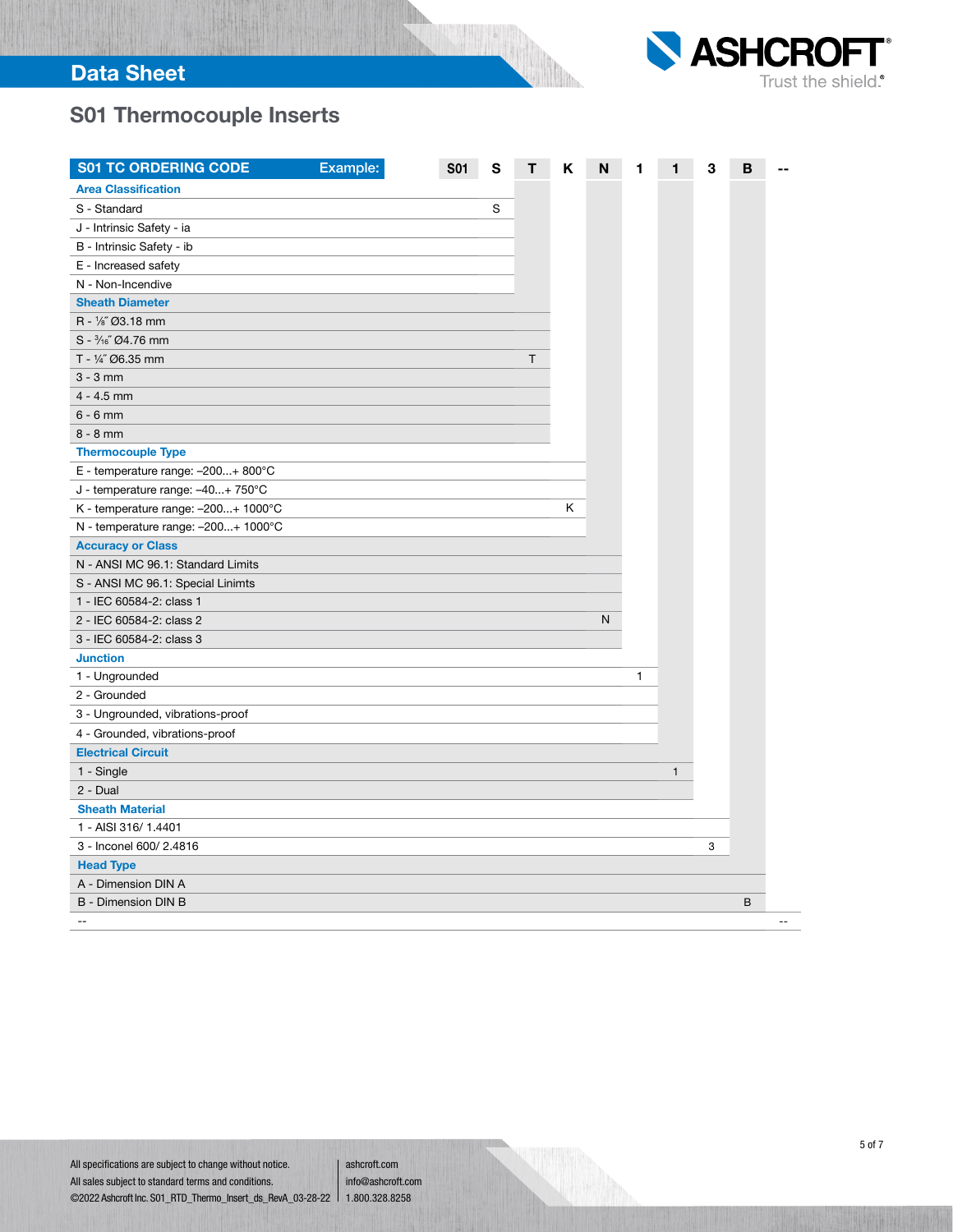# S01 Thermocouple Inserts

| S01 TC ORDERING CODE Example: | S01 | S | T | K | N | 1 | 1 | 3 | B | -- |
|---|---|---|---|---|---|---|---|---|---|---|
| **Area Classification** | | | | | | | | | | |
| S - Standard | | S | | | | | | | | |
| J - Intrinsic Safety - ia | | | | | | | | | | |
| B - Intrinsic Safety - ib | | | | | | | | | | |
| E - Increased safety | | | | | | | | | | |
| N - Non-Incendive | | | | | | | | | | |
| **Sheath Diameter** | | | | | | | | | | |
| R - 1/8" Ø3.18 mm | | | | | | | | | | |
| S - 3/16" Ø4.76 mm | | | | | | | | | | |
| T - 1/4" Ø6.35 mm | | | T | | | | | | | |
| 3 - 3 mm | | | | | | | | | | |
| 4 - 4.5 mm | | | | | | | | | | |
| 6 - 6 mm | | | | | | | | | | |
| 8 - 8 mm | | | | | | | | | | |
| **Thermocouple Type** | | | | | | | | | | |
| E - temperature range: –200...+ 800°C | | | | | | | | | | |
| J - temperature range: –40...+ 750°C | | | | | | | | | | |
| K - temperature range: –200...+ 1000°C | | | | K | | | | | | |
| N - temperature range: –200...+ 1000°C | | | | | | | | | | |
| **Accuracy or Class** | | | | | | | | | | |
| N - ANSI MC 96.1: Standard Limits | | | | | | | | | | |
| S - ANSI MC 96.1: Special Linimts | | | | | | | | | | |
| 1 - IEC 60584-2: class 1 | | | | | | | | | | |
| 2 - IEC 60584-2: class 2 | | | | | N | | | | | |
| 3 - IEC 60584-2: class 3 | | | | | | | | | | |
| **Junction** | | | | | | | | | | |
| 1 - Ungrounded | | | | | | 1 | | | | |
| 2 - Grounded | | | | | | | | | | |
| 3 - Ungrounded, vibrations-proof | | | | | | | | | | |
| 4 - Grounded, vibrations-proof | | | | | | | | | | |
| **Electrical Circuit** | | | | | | | | | | |
| 1 - Single | | | | | | | 1 | | | |
| 2 - Dual | | | | | | | | | | |
| **Sheath Material** | | | | | | | | | | |
| 1 - AISI 316/ 1.4401 | | | | | | | | | | |
| 3 - Inconel 600/ 2.4816 | | | | | | | | 3 | | |
| **Head Type** | | | | | | | | | | |
| A - Dimension DIN A | | | | | | | | | | |
| B - Dimension DIN B | | | | | | | | | B | |
| -- | | | | | | | | | | -- |

All specifications are subject to change without notice.
All sales subject to standard terms and conditions.
©2022 Ashcroft Inc. S01_RTD_Thermo_Insert_ds_RevA_03-28-22

ashcroft.com
info@ashcroft.com
1.800.328.8258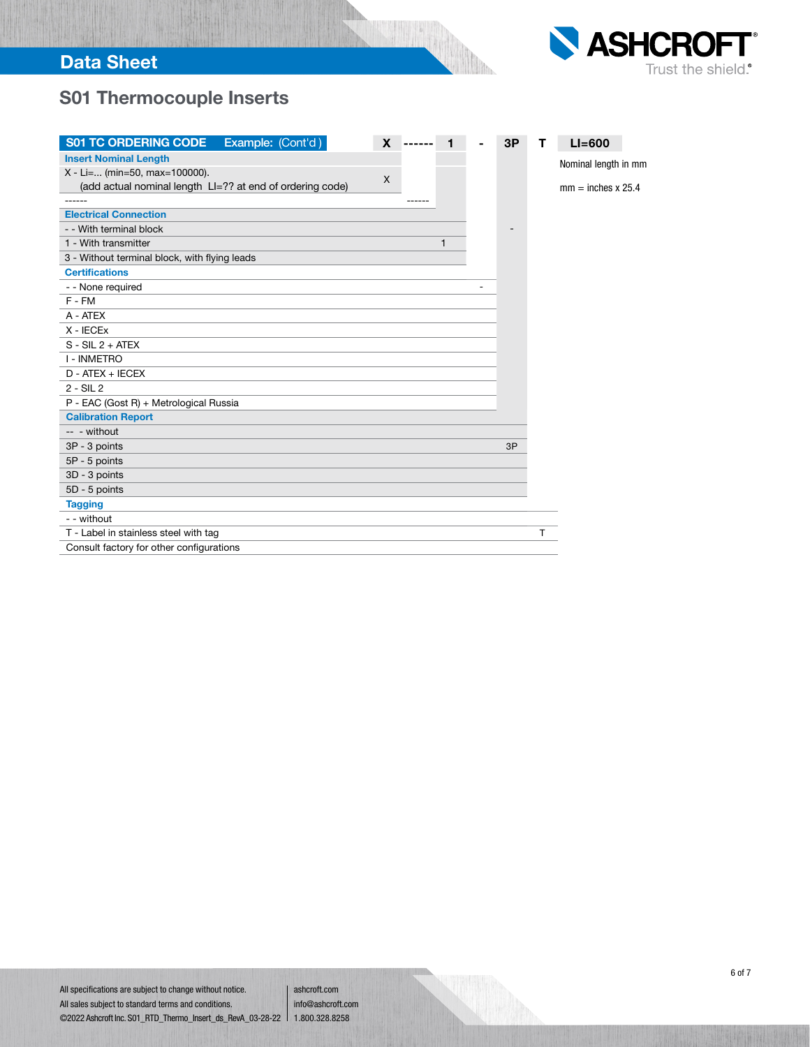## S01 Thermocouple Inserts

| S01 TC ORDERING CODE Example: (Cont'd) | X | ------ | 1 | - | 3P | T | LI=600 |
|---|---|---|---|---|---|---|---|
| **Insert Nominal Length** | | | | | | | |
| X - Li=... (min=50, max=100000). (add actual nominal length LI=?? at end of ordering code) | X | | | | | | Nominal length in mm<br>mm = inches x 25.4 |
| ------ | | ------ | | | | | |
| **Electrical Connection** | | | | | | | |
| - - With terminal block | | | | | | | |
| 1 - With transmitter | | | 1 | | | | |
| 3 - Without terminal block, with flying leads | | | | | | | |
| **Certifications** | | | | | | | |
| - - None required | | | | - | | | |
| F - FM | | | | | | | |
| A - ATEX | | | | | | | |
| X - IECEx | | | | | | | |
| S - SIL 2 + ATEX | | | | | | | |
| I - INMETRO | | | | | | | |
| D - ATEX + IECEX | | | | | | | |
| 2 - SIL 2 | | | | | | | |
| P - EAC (Gost R) + Metrological Russia | | | | | | | |
| **Calibration Report** | | | | | | | |
| -- - without | | | | | | | |
| 3P - 3 points | | | | | 3P | | |
| 5P - 5 points | | | | | | | |
| 3D - 3 points | | | | | | | |
| 5D - 5 points | | | | | | | |
| **Tagging** | | | | | | | |
| - - without | | | | | | | |
| T - Label in stainless steel with tag | | | | | | T | |
| Consult factory for other configurations | | | | | | | |

All specifications are subject to change without notice.
All sales subject to standard terms and conditions.
©2022 Ashcroft Inc. S01_RTD_Thermo_Insert_ds_RevA_03-28-22

ashcroft.com
info@ashcroft.com
1.800.328.8258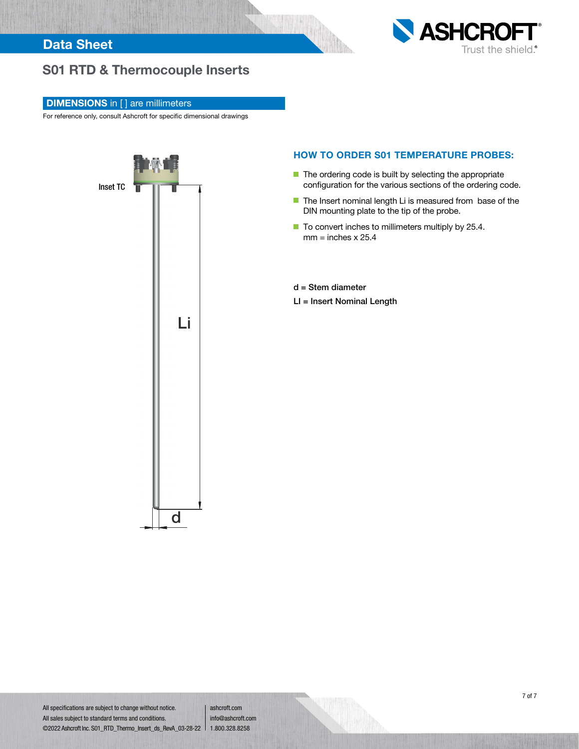# S01 RTD & Thermocouple Inserts

## DIMENSIONS in [ ] are millimeters

For reference only, consult Ashcroft for specific dimensional drawings

Inset TC

Li

d

## HOW TO ORDER S01 TEMPERATURE PROBES:

- The ordering code is built by selecting the appropriate configuration for the various sections of the ordering code.
- The Insert nominal length Li is measured from base of the DIN mounting plate to the tip of the probe.
- To convert inches to millimeters multiply by 25.4.
  mm = inches x 25.4

d = Stem diameter

LI = Insert Nominal Length

All specifications are subject to change without notice.
All sales subject to standard terms and conditions.
©2022 Ashcroft Inc. S01_RTD_Thermo_Insert_ds_RevA_03-28-22

ashcroft.com
info@ashcroft.com
1.800.328.8258